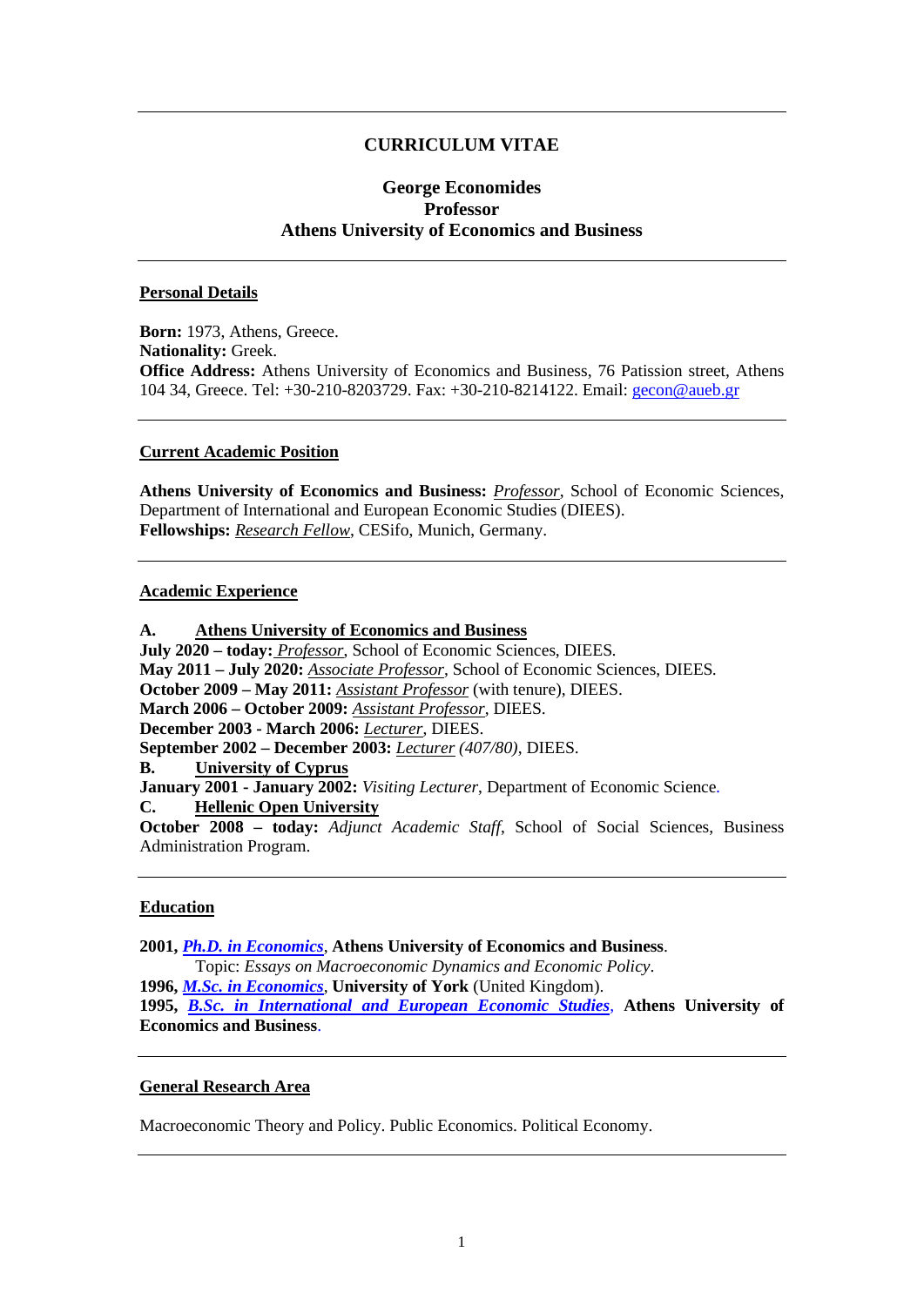# CURRICULUM VITAE

**George Economides**
**Professor**
**Athens University of Economics and Business**

---

## Personal Details

**Born:** 1973, Athens, Greece.
**Nationality:** Greek.
**Office Address:** Athens University of Economics and Business, 76 Patission street, Athens 104 34, Greece. Tel: +30-210-8203729. Fax: +30-210-8214122. Email: gecon@aueb.gr

---

## Current Academic Position

**Athens University of Economics and Business:** *Professor*, School of Economic Sciences, Department of International and European Economic Studies (DIEES).
**Fellowships:** *Research Fellow*, CESifo, Munich, Germany.

---

## Academic Experience

**A. Athens University of Economics and Business**
**July 2020 – today:** *Professor*, School of Economic Sciences, DIEES.
**May 2011 – July 2020:** *Associate Professor*, School of Economic Sciences, DIEES.
**October 2009 – May 2011:** *Assistant Professor* (with tenure), DIEES.
**March 2006 – October 2009:** *Assistant Professor*, DIEES.
**December 2003 - March 2006:** *Lecturer*, DIEES.
**September 2002 – December 2003:** *Lecturer* *(407/80)*, DIEES.
**B. University of Cyprus**
**January 2001 - January 2002:** *Visiting Lecturer*, Department of Economic Science.
**C. Hellenic Open University**
**October 2008 – today:** *Adjunct Academic Staff*, School of Social Sciences, Business Administration Program.

---

## Education

**2001,** ***Ph.D. in Economics***, **Athens University of Economics and Business**.
Topic: *Essays on Macroeconomic Dynamics and Economic Policy*.
**1996,** ***M.Sc. in Economics***, **University of York** (United Kingdom).
**1995,** ***B.Sc. in International and European Economic Studies***, **Athens University of Economics and Business**.

---

## General Research Area

Macroeconomic Theory and Policy. Public Economics. Political Economy.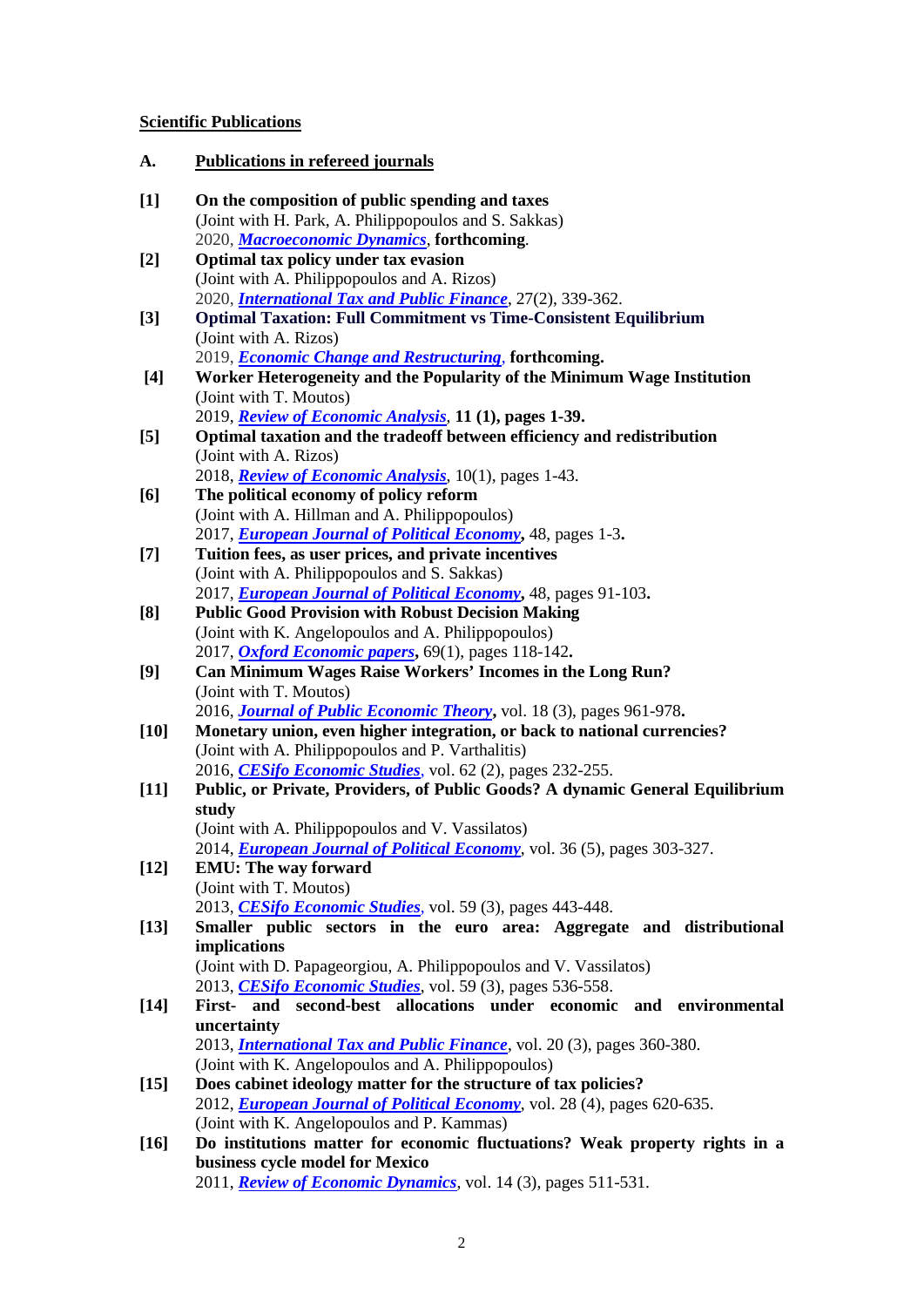## Scientific Publications

### A. Publications in refereed journals

**[1]** **On the composition of public spending and taxes**
(Joint with H. Park, A. Philippopoulos and S. Sakkas)
2020, ***Macroeconomic Dynamics***, **forthcoming**.

**[2]** **Optimal tax policy under tax evasion**
(Joint with A. Philippopoulos and A. Rizos)
2020, ***International Tax and Public Finance***, 27(2), 339-362.

**[3]** **Optimal Taxation: Full Commitment vs Time-Consistent Equilibrium**
(Joint with A. Rizos)
2019, ***Economic Change and Restructuring***, **forthcoming.**

**[4]** **Worker Heterogeneity and the Popularity of the Minimum Wage Institution**
(Joint with T. Moutos)
2019, ***Review of Economic Analysis***, **11 (1), pages 1-39.**

**[5]** **Optimal taxation and the tradeoff between efficiency and redistribution**
(Joint with A. Rizos)
2018, ***Review of Economic Analysis***, 10(1), pages 1-43.

**[6]** **The political economy of policy reform**
(Joint with A. Hillman and A. Philippopoulos)
2017, ***European Journal of Political Economy*****,** 48, pages 1-3**.**

**[7]** **Tuition fees, as user prices, and private incentives**
(Joint with A. Philippopoulos and S. Sakkas)
2017, ***European Journal of Political Economy*****,** 48, pages 91-103**.**

**[8]** **Public Good Provision with Robust Decision Making**
(Joint with K. Angelopoulos and A. Philippopoulos)
2017, ***Oxford Economic papers*****,** 69(1), pages 118-142**.**

**[9]** **Can Minimum Wages Raise Workers' Incomes in the Long Run?**
(Joint with T. Moutos)
2016, ***Journal of Public Economic Theory*****,** vol. 18 (3), pages 961-978**.**

**[10]** **Monetary union, even higher integration, or back to national currencies?**
(Joint with A. Philippopoulos and P. Varthalitis)
2016, ***CESifo Economic Studies***, vol. 62 (2), pages 232-255.

**[11]** **Public, or Private, Providers, of Public Goods? A dynamic General Equilibrium study**
(Joint with A. Philippopoulos and V. Vassilatos)
2014, ***European Journal of Political Economy***, vol. 36 (5), pages 303-327.

**[12]** **EMU: The way forward**
(Joint with T. Moutos)
2013, ***CESifo Economic Studies***, vol. 59 (3), pages 443-448.

**[13]** **Smaller public sectors in the euro area: Aggregate and distributional implications**
(Joint with D. Papageorgiou, A. Philippopoulos and V. Vassilatos)
2013, ***CESifo Economic Studies***, vol. 59 (3), pages 536-558.

**[14]** **First- and second-best allocations under economic and environmental uncertainty**
2013, ***International Tax and Public Finance***, vol. 20 (3), pages 360-380.
(Joint with K. Angelopoulos and A. Philippopoulos)

**[15]** **Does cabinet ideology matter for the structure of tax policies?**
2012, ***European Journal of Political Economy***, vol. 28 (4), pages 620-635.
(Joint with K. Angelopoulos and P. Kammas)

**[16]** **Do institutions matter for economic fluctuations? Weak property rights in a business cycle model for Mexico**
2011, ***Review of Economic Dynamics***, vol. 14 (3), pages 511-531.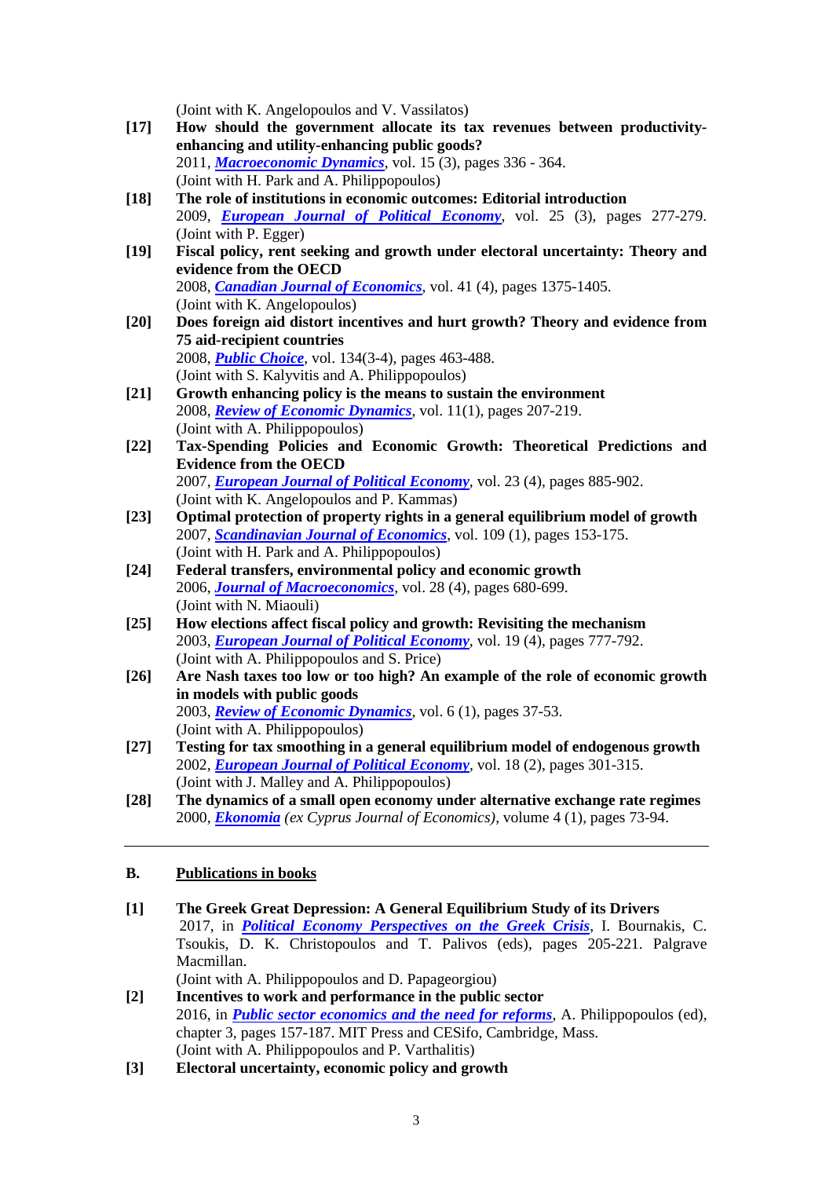(Joint with K. Angelopoulos and V. Vassilatos)

**[17]** **How should the government allocate its tax revenues between productivity-enhancing and utility-enhancing public goods?**
2011, ***Macroeconomic Dynamics***, vol. 15 (3), pages 336 - 364.
(Joint with H. Park and A. Philippopoulos)

**[18]** **The role of institutions in economic outcomes: Editorial introduction**
2009, ***European Journal of Political Economy***, vol. 25 (3), pages 277-279.
(Joint with P. Egger)

**[19]** **Fiscal policy, rent seeking and growth under electoral uncertainty: Theory and evidence from the OECD**
2008, ***Canadian Journal of Economics***, vol. 41 (4), pages 1375-1405.
(Joint with K. Angelopoulos)

**[20]** **Does foreign aid distort incentives and hurt growth? Theory and evidence from 75 aid-recipient countries**
2008, ***Public Choice***, vol. 134(3-4), pages 463-488.
(Joint with S. Kalyvitis and A. Philippopoulos)

**[21]** **Growth enhancing policy is the means to sustain the environment**
2008, ***Review of Economic Dynamics***, vol. 11(1), pages 207-219.
(Joint with A. Philippopoulos)

**[22]** **Tax-Spending Policies and Economic Growth: Theoretical Predictions and Evidence from the OECD**
2007, ***European Journal of Political Economy***, vol. 23 (4), pages 885-902.
(Joint with K. Angelopoulos and P. Kammas)

**[23]** **Optimal protection of property rights in a general equilibrium model of growth**
2007, ***Scandinavian Journal of Economics***, vol. 109 (1), pages 153-175.
(Joint with H. Park and A. Philippopoulos)

**[24]** **Federal transfers, environmental policy and economic growth**
2006, ***Journal of Macroeconomics***, vol. 28 (4), pages 680-699.
(Joint with N. Miaouli)

**[25]** **How elections affect fiscal policy and growth: Revisiting the mechanism**
2003, ***European Journal of Political Economy***, vol. 19 (4), pages 777-792.
(Joint with A. Philippopoulos and S. Price)

**[26]** **Are Nash taxes too low or too high? An example of the role of economic growth in models with public goods**
2003, ***Review of Economic Dynamics***, vol. 6 (1), pages 37-53.
(Joint with A. Philippopoulos)

**[27]** **Testing for tax smoothing in a general equilibrium model of endogenous growth**
2002, ***European Journal of Political Economy***, vol. 18 (2), pages 301-315.
(Joint with J. Malley and A. Philippopoulos)

**[28]** **The dynamics of a small open economy under alternative exchange rate regimes**
2000, ***Ekonomia*** *(ex Cyprus Journal of Economics)*, volume 4 (1), pages 73-94.

---

## B. Publications in books

**[1]** **The Greek Great Depression: A General Equilibrium Study of its Drivers**
2017, in ***Political Economy Perspectives on the Greek Crisis***, I. Bournakis, C. Tsoukis, D. K. Christopoulos and T. Palivos (eds), pages 205-221. Palgrave Macmillan.
(Joint with A. Philippopoulos and D. Papageorgiou)

**[2]** **Incentives to work and performance in the public sector**
2016, in ***Public sector economics and the need for reforms***, A. Philippopoulos (ed), chapter 3, pages 157-187. MIT Press and CESifo, Cambridge, Mass.
(Joint with A. Philippopoulos and P. Varthalitis)

**[3]** **Electoral uncertainty, economic policy and growth**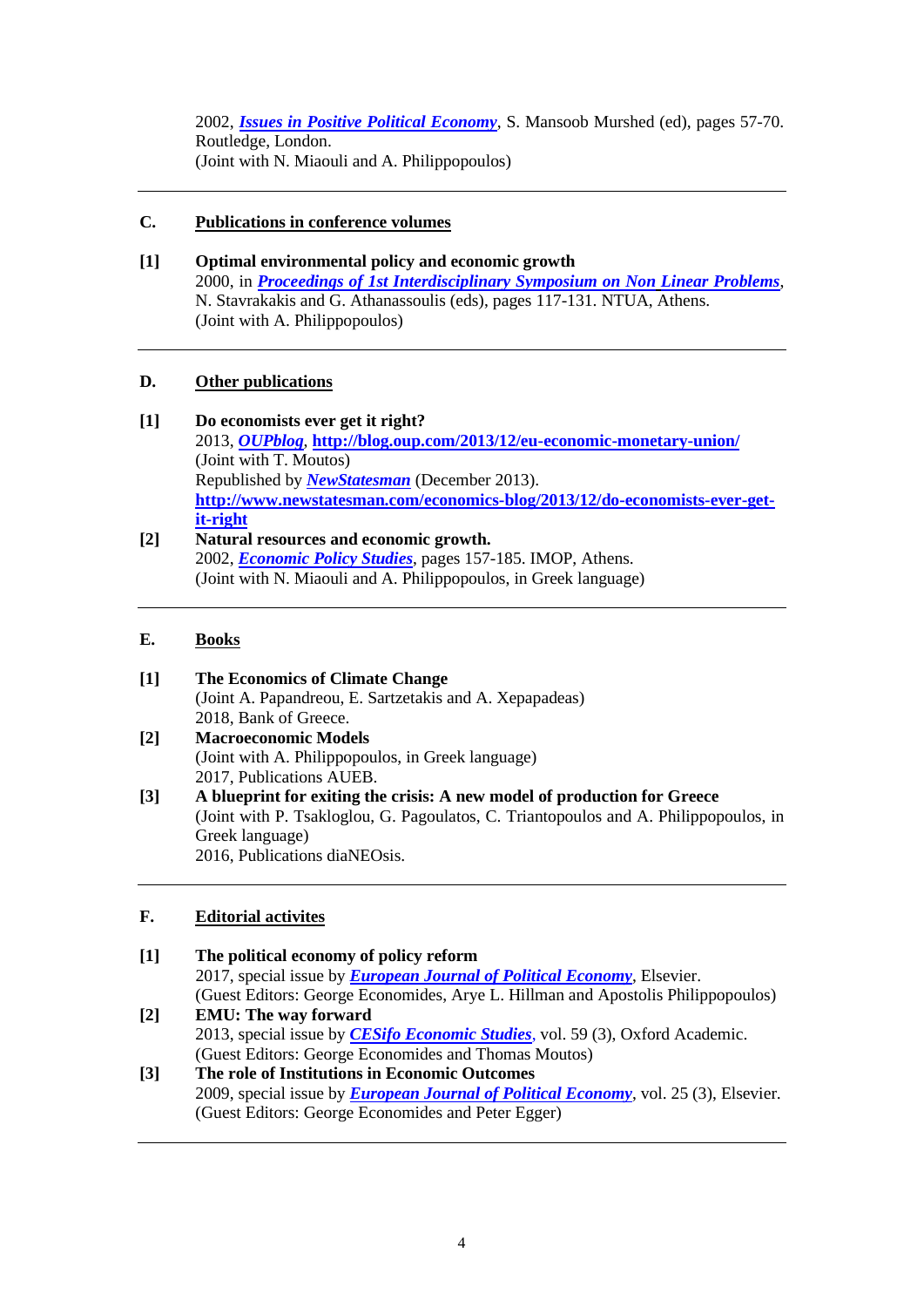2002, ***Issues in Positive Political Economy***, S. Mansoob Murshed (ed), pages 57-70. Routledge, London.
(Joint with N. Miaouli and A. Philippopoulos)

---

## C. Publications in conference volumes

**[1] Optimal environmental policy and economic growth**
2000, in ***Proceedings of 1st Interdisciplinary Symposium on Non Linear Problems***, N. Stavrakakis and G. Athanassoulis (eds), pages 117-131. NTUA, Athens.
(Joint with A. Philippopoulos)

---

## D. Other publications

**[1] Do economists ever get it right?**
2013, ***OUPblog***, **http://blog.oup.com/2013/12/eu-economic-monetary-union/**
(Joint with T. Moutos)
Republished by ***NewStatesman*** (December 2013).
**http://www.newstatesman.com/economics-blog/2013/12/do-economists-ever-get-it-right**

**[2] Natural resources and economic growth.**
2002, ***Economic Policy Studies***, pages 157-185. IMOP, Athens.
(Joint with N. Miaouli and A. Philippopoulos, in Greek language)

---

## E. Books

**[1] The Economics of Climate Change**
(Joint A. Papandreou, E. Sartzetakis and A. Xepapadeas)
2018, Bank of Greece.

**[2] Macroeconomic Models**
(Joint with A. Philippopoulos, in Greek language)
2017, Publications AUEB.

**[3] A blueprint for exiting the crisis: A new model of production for Greece**
(Joint with P. Tsakloglou, G. Pagoulatos, C. Triantopoulos and A. Philippopoulos, in Greek language)
2016, Publications diaNEOsis.

---

## F. Editorial activites

**[1] The political economy of policy reform**
2017, special issue by ***European Journal of Political Economy***, Elsevier.
(Guest Editors: George Economides, Arye L. Hillman and Apostolis Philippopoulos)

**[2] EMU: The way forward**
2013, special issue by ***CESifo Economic Studies***, vol. 59 (3), Oxford Academic.
(Guest Editors: George Economides and Thomas Moutos)

**[3] The role of Institutions in Economic Outcomes**
2009, special issue by ***European Journal of Political Economy***, vol. 25 (3), Elsevier.
(Guest Editors: George Economides and Peter Egger)

---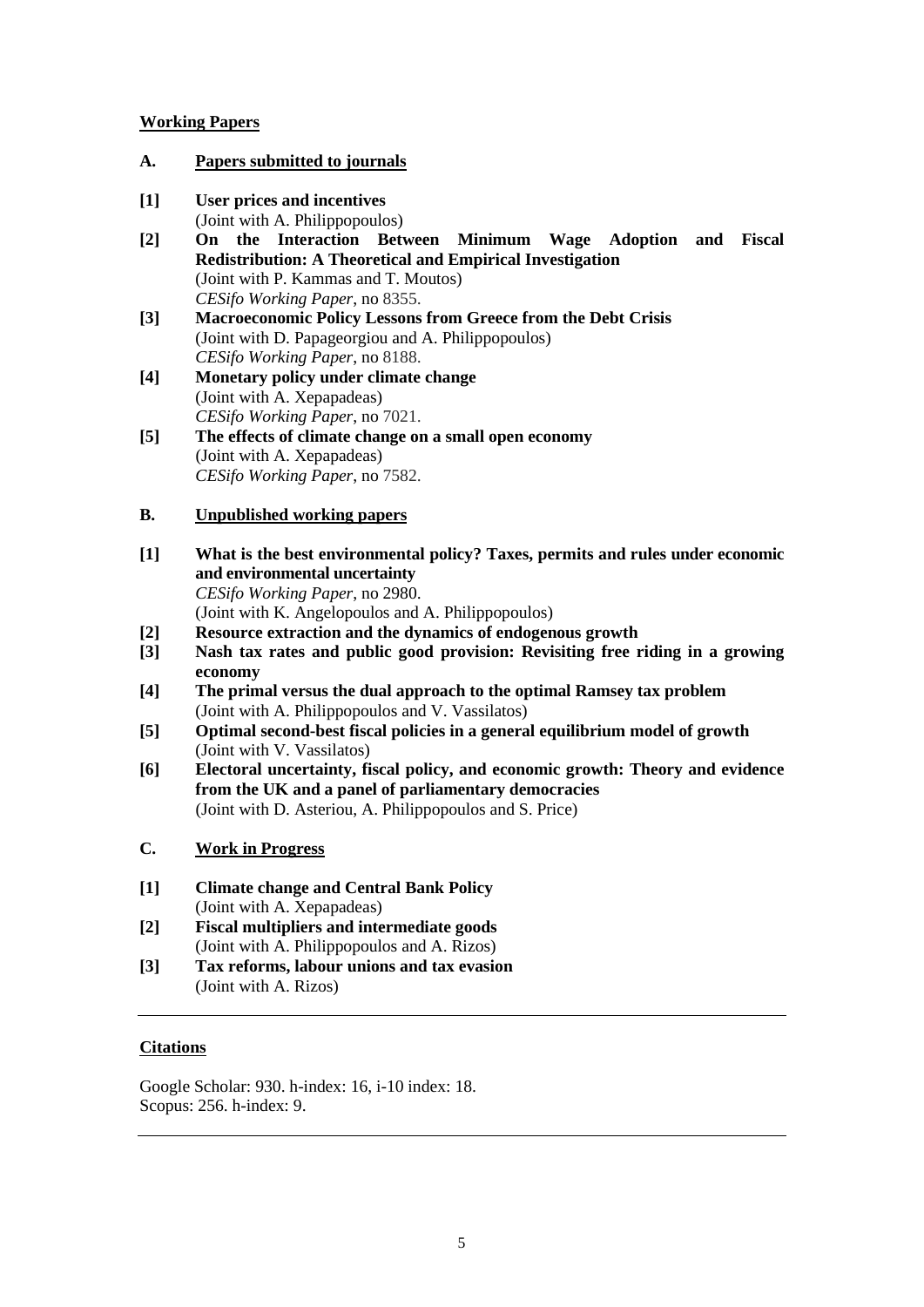## Working Papers

### A. Papers submitted to journals

**[1]** **User prices and incentives**
(Joint with A. Philippopoulos)

**[2]** **On the Interaction Between Minimum Wage Adoption and Fiscal Redistribution: A Theoretical and Empirical Investigation**
(Joint with P. Kammas and T. Moutos)
*CESifo Working Paper*, no 8355.

**[3]** **Macroeconomic Policy Lessons from Greece from the Debt Crisis**
(Joint with D. Papageorgiou and A. Philippopoulos)
*CESifo Working Paper*, no 8188.

**[4]** **Monetary policy under climate change**
(Joint with A. Xepapadeas)
*CESifo Working Paper*, no 7021.

**[5]** **The effects of climate change on a small open economy**
(Joint with A. Xepapadeas)
*CESifo Working Paper*, no 7582.

### B. Unpublished working papers

**[1]** **What is the best environmental policy? Taxes, permits and rules under economic and environmental uncertainty**
*CESifo Working Paper*, no 2980.
(Joint with K. Angelopoulos and A. Philippopoulos)

**[2]** **Resource extraction and the dynamics of endogenous growth**

**[3]** **Nash tax rates and public good provision: Revisiting free riding in a growing economy**

**[4]** **The primal versus the dual approach to the optimal Ramsey tax problem**
(Joint with A. Philippopoulos and V. Vassilatos)

**[5]** **Optimal second-best fiscal policies in a general equilibrium model of growth**
(Joint with V. Vassilatos)

**[6]** **Electoral uncertainty, fiscal policy, and economic growth: Theory and evidence from the UK and a panel of parliamentary democracies**
(Joint with D. Asteriou, A. Philippopoulos and S. Price)

### C. Work in Progress

**[1]** **Climate change and Central Bank Policy**
(Joint with A. Xepapadeas)

**[2]** **Fiscal multipliers and intermediate goods**
(Joint with A. Philippopoulos and A. Rizos)

**[3]** **Tax reforms, labour unions and tax evasion**
(Joint with A. Rizos)

---

## Citations

Google Scholar: 930. h-index: 16, i-10 index: 18.
Scopus: 256. h-index: 9.

---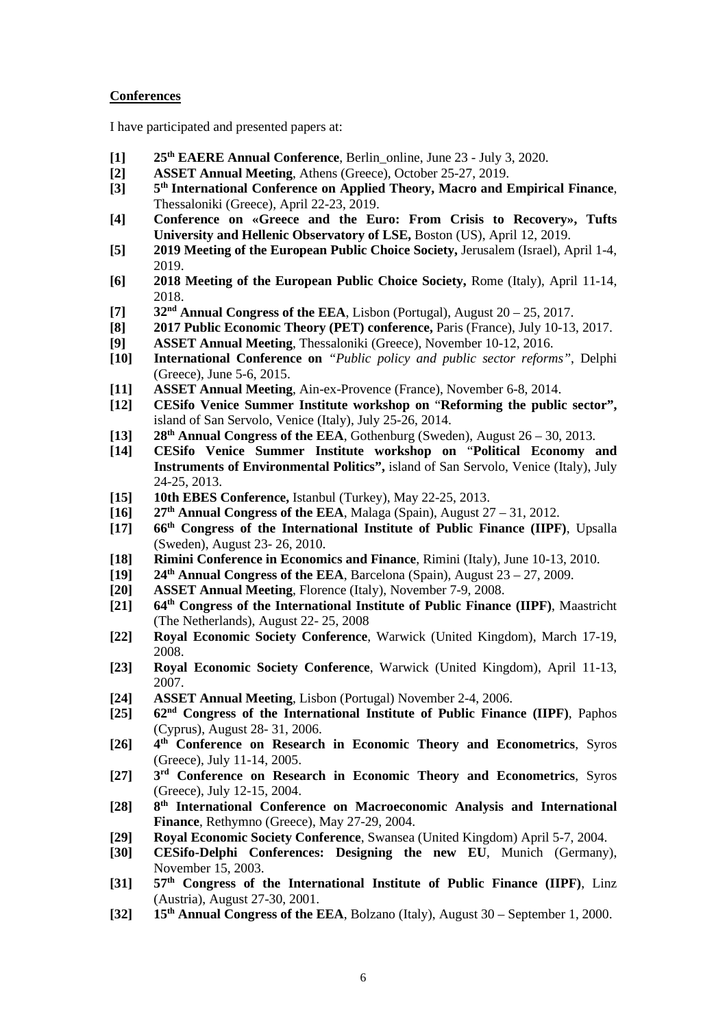**Conferences**

I have participated and presented papers at:

[1] **25th EAERE Annual Conference**, Berlin_online, June 23 - July 3, 2020.

[2] **ASSET Annual Meeting**, Athens (Greece), October 25-27, 2019.

[3] **5th International Conference on Applied Theory, Macro and Empirical Finance**, Thessaloniki (Greece), April 22-23, 2019.

[4] **Conference on «Greece and the Euro: From Crisis to Recovery», Tufts University and Hellenic Observatory of LSE,** Boston (US), April 12, 2019.

[5] **2019 Meeting of the European Public Choice Society,** Jerusalem (Israel), April 1-4, 2019.

[6] **2018 Meeting of the European Public Choice Society,** Rome (Italy), April 11-14, 2018.

[7] **32nd Annual Congress of the EEA**, Lisbon (Portugal), August 20 – 25, 2017.

[8] **2017 Public Economic Theory (PET) conference,** Paris (France), July 10-13, 2017.

[9] **ASSET Annual Meeting**, Thessaloniki (Greece), November 10-12, 2016.

[10] **International Conference on** *"Public policy and public sector reforms"*, Delphi (Greece), June 5-6, 2015.

[11] **ASSET Annual Meeting**, Ain-ex-Provence (France), November 6-8, 2014.

[12] **CESifo Venice Summer Institute workshop on "Reforming the public sector",** island of San Servolo, Venice (Italy), July 25-26, 2014.

[13] **28th Annual Congress of the EEA**, Gothenburg (Sweden), August 26 – 30, 2013.

[14] **CESifo Venice Summer Institute workshop on "Political Economy and Instruments of Environmental Politics",** island of San Servolo, Venice (Italy), July 24-25, 2013.

[15] **10th EBES Conference,** Istanbul (Turkey), May 22-25, 2013.

[16] **27th Annual Congress of the EEA**, Malaga (Spain), August 27 – 31, 2012.

[17] **66th Congress of the International Institute of Public Finance (IIPF)**, Upsalla (Sweden), August 23- 26, 2010.

[18] **Rimini Conference in Economics and Finance**, Rimini (Italy), June 10-13, 2010.

[19] **24th Annual Congress of the EEA**, Barcelona (Spain), August 23 – 27, 2009.

[20] **ASSET Annual Meeting**, Florence (Italy), November 7-9, 2008.

[21] **64th Congress of the International Institute of Public Finance (IIPF)**, Maastricht (The Netherlands), August 22- 25, 2008

[22] **Royal Economic Society Conference**, Warwick (United Kingdom), March 17-19, 2008.

[23] **Royal Economic Society Conference**, Warwick (United Kingdom), April 11-13, 2007.

[24] **ASSET Annual Meeting**, Lisbon (Portugal) November 2-4, 2006.

[25] **62nd Congress of the International Institute of Public Finance (IIPF)**, Paphos (Cyprus), August 28- 31, 2006.

[26] **4th Conference on Research in Economic Theory and Econometrics**, Syros (Greece), July 11-14, 2005.

[27] **3rd Conference on Research in Economic Theory and Econometrics**, Syros (Greece), July 12-15, 2004.

[28] **8th International Conference on Macroeconomic Analysis and International Finance**, Rethymno (Greece), May 27-29, 2004.

[29] **Royal Economic Society Conference**, Swansea (United Kingdom) April 5-7, 2004.

[30] **CESifo-Delphi Conferences: Designing the new EU**, Munich (Germany), November 15, 2003.

[31] **57th Congress of the International Institute of Public Finance (IIPF)**, Linz (Austria), August 27-30, 2001.

[32] **15th Annual Congress of the EEA**, Bolzano (Italy), August 30 – September 1, 2000.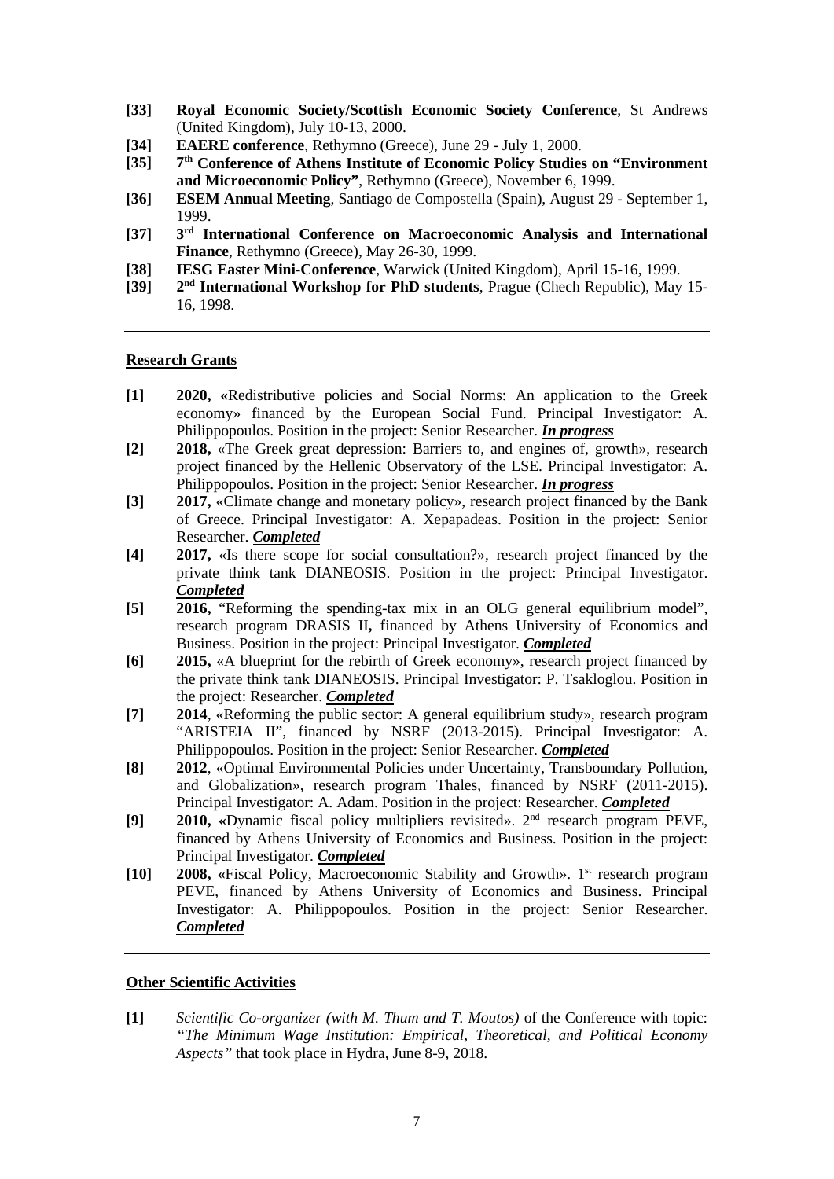- **[33]** **Royal Economic Society/Scottish Economic Society Conference**, St Andrews (United Kingdom), July 10-13, 2000.
- **[34]** **EAERE conference**, Rethymno (Greece), June 29 - July 1, 2000.
- **[35]** **7th Conference of Athens Institute of Economic Policy Studies on "Environment and Microeconomic Policy"**, Rethymno (Greece), November 6, 1999.
- **[36]** **ESEM Annual Meeting**, Santiago de Compostella (Spain), August 29 - September 1, 1999.
- **[37]** **3rd International Conference on Macroeconomic Analysis and International Finance**, Rethymno (Greece), May 26-30, 1999.
- **[38]** **IESG Easter Mini-Conference**, Warwick (United Kingdom), April 15-16, 1999.
- **[39]** **2nd International Workshop for PhD students**, Prague (Chech Republic), May 15-16, 1998.

---

## Research Grants

- **[1]** **2020, «**Redistributive policies and Social Norms: An application to the Greek economy» financed by the European Social Fund. Principal Investigator: A. Philippopoulos. Position in the project: Senior Researcher. ***In progress***
- **[2]** **2018,** «The Greek great depression: Barriers to, and engines of, growth», research project financed by the Hellenic Observatory of the LSE. Principal Investigator: A. Philippopoulos. Position in the project: Senior Researcher. ***In progress***
- **[3]** **2017,** «Climate change and monetary policy», research project financed by the Bank of Greece. Principal Investigator: A. Xepapadeas. Position in the project: Senior Researcher. ***Completed***
- **[4]** **2017,** «Is there scope for social consultation?», research project financed by the private think tank DIANEOSIS. Position in the project: Principal Investigator. ***Completed***
- **[5]** **2016,** "Reforming the spending-tax mix in an OLG general equilibrium model", research program DRASIS II**,** financed by Athens University of Economics and Business. Position in the project: Principal Investigator. ***Completed***
- **[6]** **2015,** «A blueprint for the rebirth of Greek economy», research project financed by the private think tank DIANEOSIS. Principal Investigator: P. Tsakloglou. Position in the project: Researcher. ***Completed***
- **[7]** **2014**, «Reforming the public sector: A general equilibrium study», research program "ARISTEIA II", financed by NSRF (2013-2015). Principal Investigator: A. Philippopoulos. Position in the project: Senior Researcher. ***Completed***
- **[8]** **2012**, «Optimal Environmental Policies under Uncertainty, Transboundary Pollution, and Globalization», research program Thales, financed by NSRF (2011-2015). Principal Investigator: A. Adam. Position in the project: Researcher. ***Completed***
- **[9]** **2010, «**Dynamic fiscal policy multipliers revisited». 2nd research program PEVE, financed by Athens University of Economics and Business. Position in the project: Principal Investigator. ***Completed***
- **[10]** **2008, «**Fiscal Policy, Macroeconomic Stability and Growth». 1st research program PEVE, financed by Athens University of Economics and Business. Principal Investigator: A. Philippopoulos. Position in the project: Senior Researcher. ***Completed***

---

## Other Scientific Activities

- **[1]** *Scientific Co-organizer (with M. Thum and T. Moutos)* of the Conference with topic: *"The Minimum Wage Institution: Empirical, Theoretical, and Political Economy Aspects"* that took place in Hydra, June 8-9, 2018.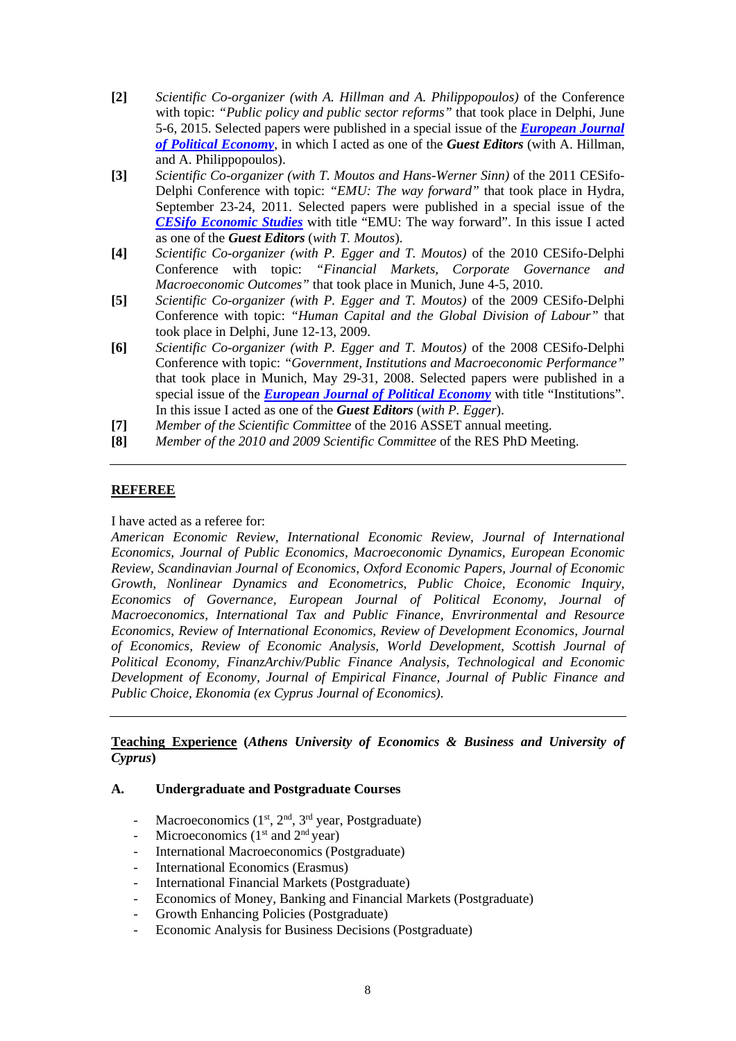**[2]** *Scientific Co-organizer (with A. Hillman and A. Philippopoulos)* of the Conference with topic: *"Public policy and public sector reforms"* that took place in Delphi, June 5-6, 2015. Selected papers were published in a special issue of the ***European Journal of Political Economy***, in which I acted as one of the ***Guest Editors*** (with A. Hillman, and A. Philippopoulos).

**[3]** *Scientific Co-organizer (with T. Moutos and Hans-Werner Sinn)* of the 2011 CESifo-Delphi Conference with topic: *"EMU: The way forward"* that took place in Hydra, September 23-24, 2011. Selected papers were published in a special issue of the ***CESifo Economic Studies*** with title "EMU: The way forward". In this issue I acted as one of the ***Guest Editors*** (*with T. Moutos*).

**[4]** *Scientific Co-organizer (with P. Egger and T. Moutos)* of the 2010 CESifo-Delphi Conference with topic: *"Financial Markets, Corporate Governance and Macroeconomic Outcomes"* that took place in Munich, June 4-5, 2010.

**[5]** *Scientific Co-organizer (with P. Egger and T. Moutos)* of the 2009 CESifo-Delphi Conference with topic: *"Human Capital and the Global Division of Labour"* that took place in Delphi, June 12-13, 2009.

**[6]** *Scientific Co-organizer (with P. Egger and T. Moutos)* of the 2008 CESifo-Delphi Conference with topic: *"Government, Institutions and Macroeconomic Performance"* that took place in Munich, May 29-31, 2008. Selected papers were published in a special issue of the ***European Journal of Political Economy*** with title "Institutions". In this issue I acted as one of the ***Guest Editors*** (*with P. Egger*).

**[7]** *Member of the Scientific Committee* of the 2016 ASSET annual meeting.

**[8]** *Member of the 2010 and 2009 Scientific Committee* of the RES PhD Meeting.

---

## REFEREE

I have acted as a referee for:

*American Economic Review, International Economic Review, Journal of International Economics, Journal of Public Economics, Macroeconomic Dynamics, European Economic Review, Scandinavian Journal of Economics, Oxford Economic Papers, Journal of Economic Growth, Nonlinear Dynamics and Econometrics, Public Choice, Economic Inquiry, Economics of Governance, European Journal of Political Economy, Journal of Macroeconomics, International Tax and Public Finance, Envrironmental and Resource Economics, Review of International Economics, Review of Development Economics, Journal of Economics, Review of Economic Analysis, World Development, Scottish Journal of Political Economy, FinanzArchiv/Public Finance Analysis, Technological and Economic Development of Economy, Journal of Empirical Finance, Journal of Public Finance and Public Choice, Ekonomia (ex Cyprus Journal of Economics).*

---

## Teaching Experience (*Athens University of Economics & Business and University of Cyprus*)

### A. Undergraduate and Postgraduate Courses

- Macroeconomics (1st, 2nd, 3rd year, Postgraduate)
- Microeconomics (1st and 2nd year)
- International Macroeconomics (Postgraduate)
- International Economics (Erasmus)
- International Financial Markets (Postgraduate)
- Economics of Money, Banking and Financial Markets (Postgraduate)
- Growth Enhancing Policies (Postgraduate)
- Economic Analysis for Business Decisions (Postgraduate)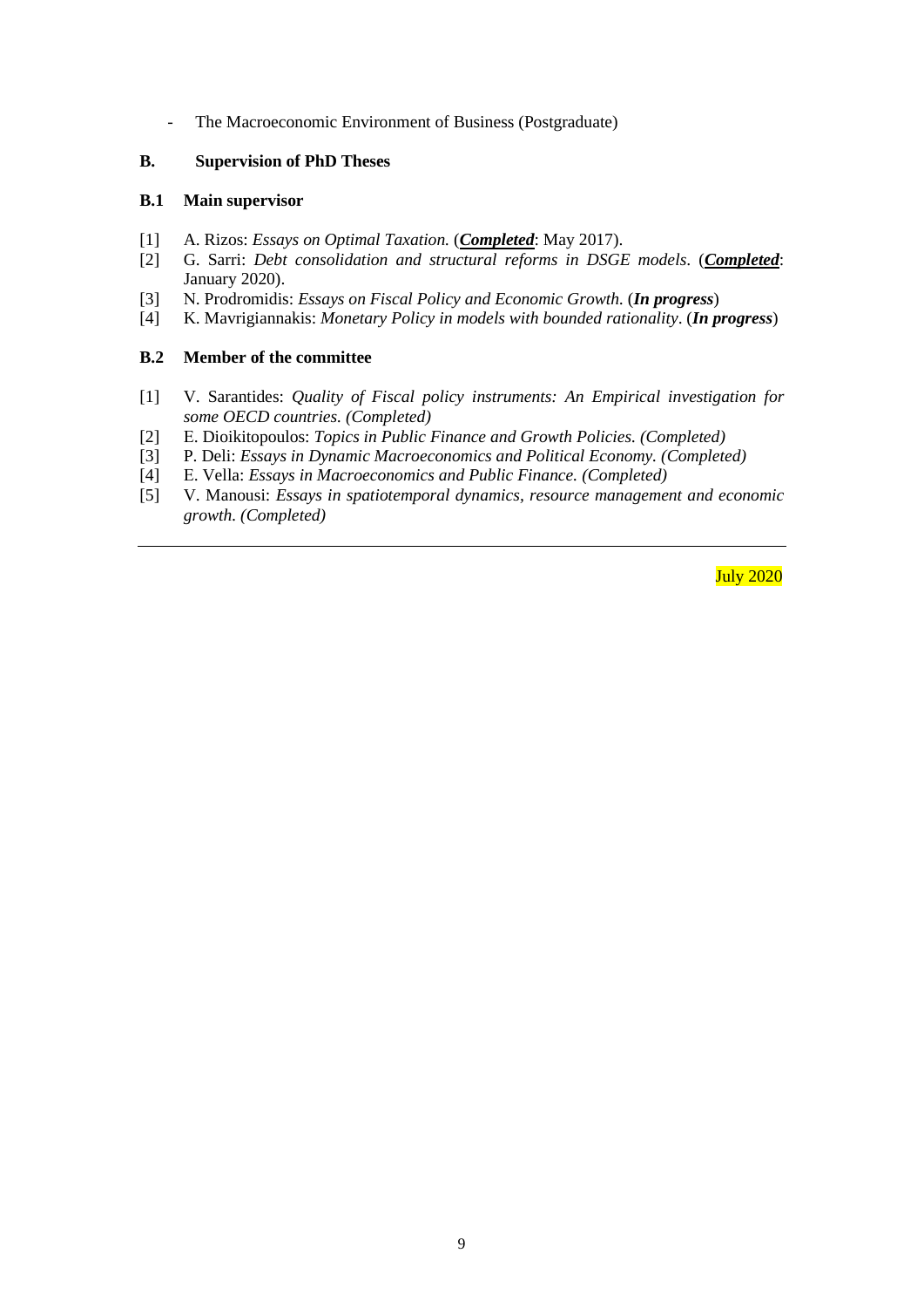- The Macroeconomic Environment of Business (Postgraduate)

## B. Supervision of PhD Theses

### B.1 Main supervisor

[1] A. Rizos: *Essays on Optimal Taxation.* (***Completed***: May 2017).

[2] G. Sarri: *Debt consolidation and structural reforms in DSGE models.* (***Completed***: January 2020).

[3] N. Prodromidis: *Essays on Fiscal Policy and Economic Growth.* (***In progress***)

[4] K. Mavrigiannakis: *Monetary Policy in models with bounded rationality*. (***In progress***)

### B.2 Member of the committee

[1] V. Sarantides: *Quality of Fiscal policy instruments: An Empirical investigation for some OECD countries. (Completed)*

[2] E. Dioikitopoulos: *Topics in Public Finance and Growth Policies. (Completed)*

[3] P. Deli: *Essays in Dynamic Macroeconomics and Political Economy. (Completed)*

[4] E. Vella: *Essays in Macroeconomics and Public Finance. (Completed)*

[5] V. Manousi: *Essays in spatiotemporal dynamics, resource management and economic growth. (Completed)*

---

July 2020